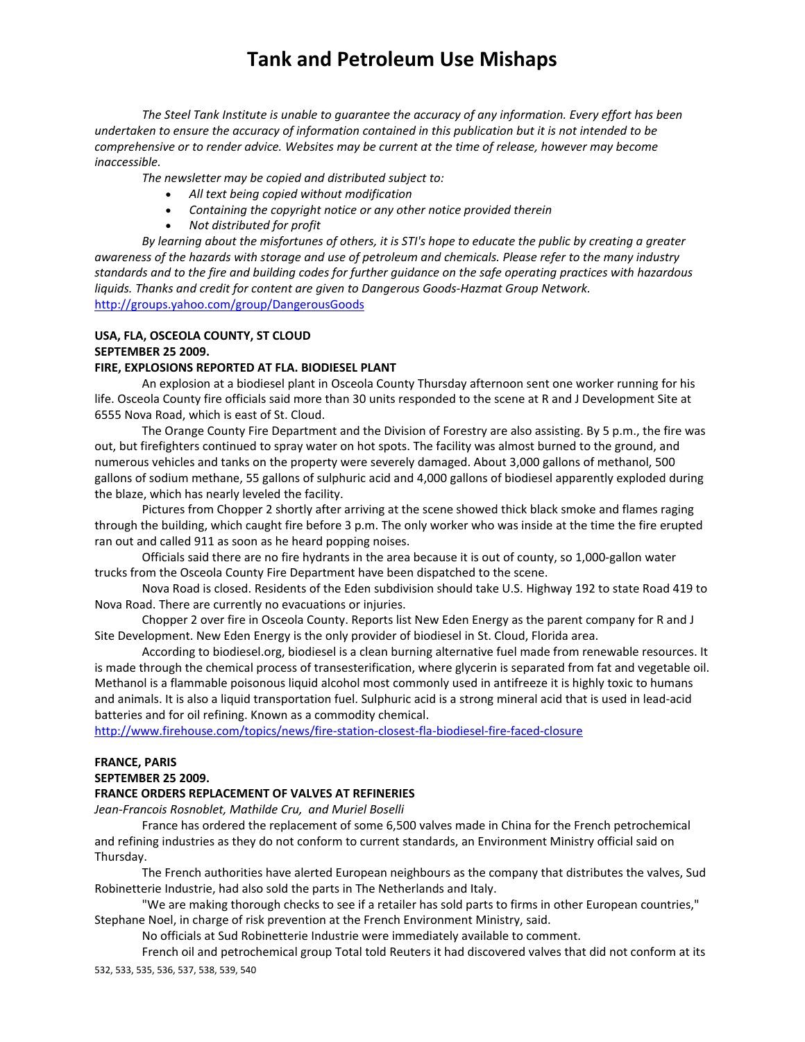# Tank and Petroleum Use Mishaps

*The Steel Tank Institute is unable to guarantee the accuracy of any information. Every effort has been undertaken to ensure the accuracy of information contained in this publication but it is not intended to be comprehensive or to render advice. Websites may be current at the time of release, however may become inaccessible.*

*The newsletter may be copied and distributed subject to:*

- *All text being copied without modification*
- *Containing the copyright notice or any other notice provided therein*
- *Not distributed for profit*

*By learning about the misfortunes of others, it is STI's hope to educate the public by creating a greater awareness of the hazards with storage and use of petroleum and chemicals. Please refer to the many industry standards and to the fire and building codes for further guidance on the safe operating practices with hazardous liquids. Thanks and credit for content are given to Dangerous Goods-Hazmat Group Network.*
http://groups.yahoo.com/group/DangerousGoods

**USA, FLA, OSCEOLA COUNTY, ST CLOUD**
**SEPTEMBER 25 2009.**
**FIRE, EXPLOSIONS REPORTED AT FLA. BIODIESEL PLANT**

An explosion at a biodiesel plant in Osceola County Thursday afternoon sent one worker running for his life. Osceola County fire officials said more than 30 units responded to the scene at R and J Development Site at 6555 Nova Road, which is east of St. Cloud.

The Orange County Fire Department and the Division of Forestry are also assisting. By 5 p.m., the fire was out, but firefighters continued to spray water on hot spots. The facility was almost burned to the ground, and numerous vehicles and tanks on the property were severely damaged. About 3,000 gallons of methanol, 500 gallons of sodium methane, 55 gallons of sulphuric acid and 4,000 gallons of biodiesel apparently exploded during the blaze, which has nearly leveled the facility.

Pictures from Chopper 2 shortly after arriving at the scene showed thick black smoke and flames raging through the building, which caught fire before 3 p.m. The only worker who was inside at the time the fire erupted ran out and called 911 as soon as he heard popping noises.

Officials said there are no fire hydrants in the area because it is out of county, so 1,000-gallon water trucks from the Osceola County Fire Department have been dispatched to the scene.

Nova Road is closed. Residents of the Eden subdivision should take U.S. Highway 192 to state Road 419 to Nova Road. There are currently no evacuations or injuries.

Chopper 2 over fire in Osceola County. Reports list New Eden Energy as the parent company for R and J Site Development. New Eden Energy is the only provider of biodiesel in St. Cloud, Florida area.

According to biodiesel.org, biodiesel is a clean burning alternative fuel made from renewable resources. It is made through the chemical process of transesterification, where glycerin is separated from fat and vegetable oil. Methanol is a flammable poisonous liquid alcohol most commonly used in antifreeze it is highly toxic to humans and animals. It is also a liquid transportation fuel. Sulphuric acid is a strong mineral acid that is used in lead-acid batteries and for oil refining. Known as a commodity chemical.
http://www.firehouse.com/topics/news/fire-station-closest-fla-biodiesel-fire-faced-closure

**FRANCE, PARIS**
**SEPTEMBER 25 2009.**
**FRANCE ORDERS REPLACEMENT OF VALVES AT REFINERIES**
*Jean-Francois Rosnoblet, Mathilde Cru, and Muriel Boselli*

France has ordered the replacement of some 6,500 valves made in China for the French petrochemical and refining industries as they do not conform to current standards, an Environment Ministry official said on Thursday.

The French authorities have alerted European neighbours as the company that distributes the valves, Sud Robinetterie Industrie, had also sold the parts in The Netherlands and Italy.

"We are making thorough checks to see if a retailer has sold parts to firms in other European countries," Stephane Noel, in charge of risk prevention at the French Environment Ministry, said.

No officials at Sud Robinetterie Industrie were immediately available to comment.

French oil and petrochemical group Total told Reuters it had discovered valves that did not conform at its

532, 533, 535, 536, 537, 538, 539, 540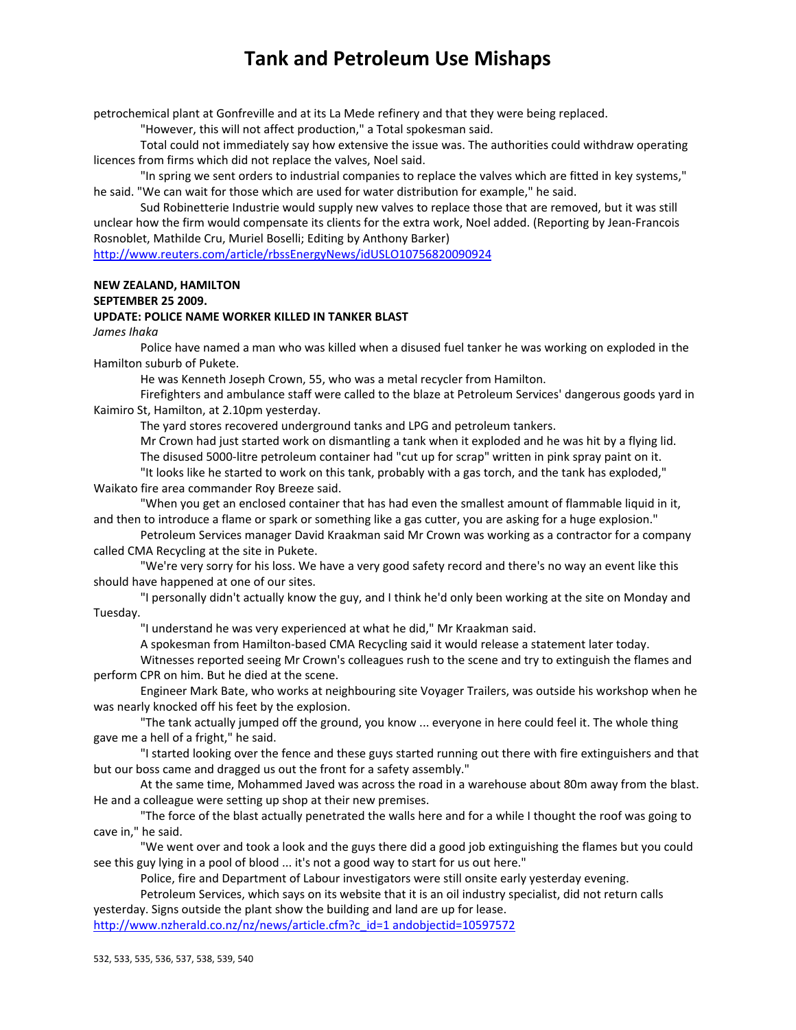petrochemical plant at Gonfreville and at its La Mede refinery and that they were being replaced.

"However, this will not affect production," a Total spokesman said.

Total could not immediately say how extensive the issue was. The authorities could withdraw operating licences from firms which did not replace the valves, Noel said.

"In spring we sent orders to industrial companies to replace the valves which are fitted in key systems," he said. "We can wait for those which are used for water distribution for example," he said.

Sud Robinetterie Industrie would supply new valves to replace those that are removed, but it was still unclear how the firm would compensate its clients for the extra work, Noel added. (Reporting by Jean-Francois Rosnoblet, Mathilde Cru, Muriel Boselli; Editing by Anthony Barker)

http://www.reuters.com/article/rbssEnergyNews/idUSLO10756820090924

**NEW ZEALAND, HAMILTON**

**SEPTEMBER 25 2009.**

**UPDATE: POLICE NAME WORKER KILLED IN TANKER BLAST**

*James Ihaka*

Police have named a man who was killed when a disused fuel tanker he was working on exploded in the Hamilton suburb of Pukete.

He was Kenneth Joseph Crown, 55, who was a metal recycler from Hamilton.

Firefighters and ambulance staff were called to the blaze at Petroleum Services' dangerous goods yard in Kaimiro St, Hamilton, at 2.10pm yesterday.

The yard stores recovered underground tanks and LPG and petroleum tankers.

Mr Crown had just started work on dismantling a tank when it exploded and he was hit by a flying lid.

The disused 5000-litre petroleum container had "cut up for scrap" written in pink spray paint on it.

"It looks like he started to work on this tank, probably with a gas torch, and the tank has exploded," Waikato fire area commander Roy Breeze said.

"When you get an enclosed container that has had even the smallest amount of flammable liquid in it, and then to introduce a flame or spark or something like a gas cutter, you are asking for a huge explosion."

Petroleum Services manager David Kraakman said Mr Crown was working as a contractor for a company called CMA Recycling at the site in Pukete.

"We're very sorry for his loss. We have a very good safety record and there's no way an event like this should have happened at one of our sites.

"I personally didn't actually know the guy, and I think he'd only been working at the site on Monday and Tuesday.

"I understand he was very experienced at what he did," Mr Kraakman said.

A spokesman from Hamilton-based CMA Recycling said it would release a statement later today.

Witnesses reported seeing Mr Crown's colleagues rush to the scene and try to extinguish the flames and perform CPR on him. But he died at the scene.

Engineer Mark Bate, who works at neighbouring site Voyager Trailers, was outside his workshop when he was nearly knocked off his feet by the explosion.

"The tank actually jumped off the ground, you know ... everyone in here could feel it. The whole thing gave me a hell of a fright," he said.

"I started looking over the fence and these guys started running out there with fire extinguishers and that but our boss came and dragged us out the front for a safety assembly."

At the same time, Mohammed Javed was across the road in a warehouse about 80m away from the blast. He and a colleague were setting up shop at their new premises.

"The force of the blast actually penetrated the walls here and for a while I thought the roof was going to cave in," he said.

"We went over and took a look and the guys there did a good job extinguishing the flames but you could see this guy lying in a pool of blood ... it's not a good way to start for us out here."

Police, fire and Department of Labour investigators were still onsite early yesterday evening.

Petroleum Services, which says on its website that it is an oil industry specialist, did not return calls yesterday. Signs outside the plant show the building and land are up for lease.

http://www.nzherald.co.nz/nz/news/article.cfm?c_id=1 andobjectid=10597572

532, 533, 535, 536, 537, 538, 539, 540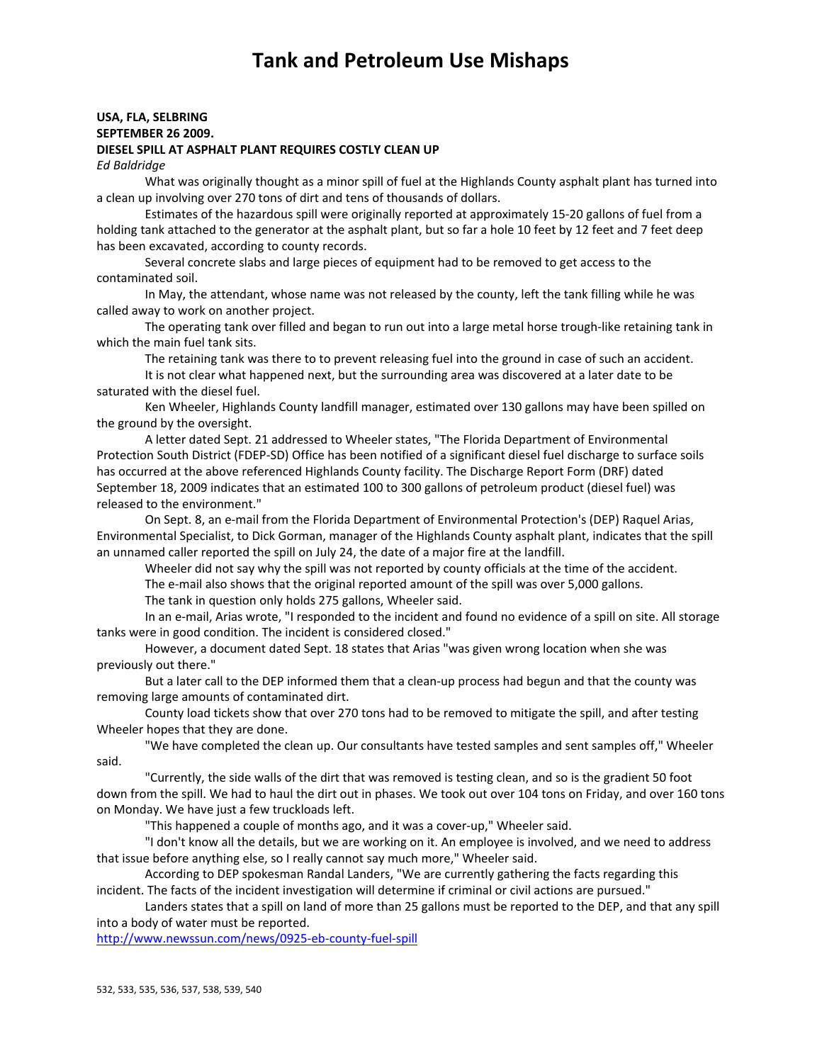# Tank and Petroleum Use Mishaps

**USA, FLA, SELBRING**
**SEPTEMBER 26 2009.**
**DIESEL SPILL AT ASPHALT PLANT REQUIRES COSTLY CLEAN UP**
*Ed Baldridge*

What was originally thought as a minor spill of fuel at the Highlands County asphalt plant has turned into a clean up involving over 270 tons of dirt and tens of thousands of dollars.

Estimates of the hazardous spill were originally reported at approximately 15-20 gallons of fuel from a holding tank attached to the generator at the asphalt plant, but so far a hole 10 feet by 12 feet and 7 feet deep has been excavated, according to county records.

Several concrete slabs and large pieces of equipment had to be removed to get access to the contaminated soil.

In May, the attendant, whose name was not released by the county, left the tank filling while he was called away to work on another project.

The operating tank over filled and began to run out into a large metal horse trough-like retaining tank in which the main fuel tank sits.

The retaining tank was there to to prevent releasing fuel into the ground in case of such an accident.

It is not clear what happened next, but the surrounding area was discovered at a later date to be saturated with the diesel fuel.

Ken Wheeler, Highlands County landfill manager, estimated over 130 gallons may have been spilled on the ground by the oversight.

A letter dated Sept. 21 addressed to Wheeler states, "The Florida Department of Environmental Protection South District (FDEP-SD) Office has been notified of a significant diesel fuel discharge to surface soils has occurred at the above referenced Highlands County facility. The Discharge Report Form (DRF) dated September 18, 2009 indicates that an estimated 100 to 300 gallons of petroleum product (diesel fuel) was released to the environment."

On Sept. 8, an e-mail from the Florida Department of Environmental Protection's (DEP) Raquel Arias, Environmental Specialist, to Dick Gorman, manager of the Highlands County asphalt plant, indicates that the spill an unnamed caller reported the spill on July 24, the date of a major fire at the landfill.

Wheeler did not say why the spill was not reported by county officials at the time of the accident.

The e-mail also shows that the original reported amount of the spill was over 5,000 gallons.

The tank in question only holds 275 gallons, Wheeler said.

In an e-mail, Arias wrote, "I responded to the incident and found no evidence of a spill on site. All storage tanks were in good condition. The incident is considered closed."

However, a document dated Sept. 18 states that Arias "was given wrong location when she was previously out there."

But a later call to the DEP informed them that a clean-up process had begun and that the county was removing large amounts of contaminated dirt.

County load tickets show that over 270 tons had to be removed to mitigate the spill, and after testing Wheeler hopes that they are done.

"We have completed the clean up. Our consultants have tested samples and sent samples off," Wheeler said.

"Currently, the side walls of the dirt that was removed is testing clean, and so is the gradient 50 foot down from the spill. We had to haul the dirt out in phases. We took out over 104 tons on Friday, and over 160 tons on Monday. We have just a few truckloads left.

"This happened a couple of months ago, and it was a cover-up," Wheeler said.

"I don't know all the details, but we are working on it. An employee is involved, and we need to address that issue before anything else, so I really cannot say much more," Wheeler said.

According to DEP spokesman Randal Landers, "We are currently gathering the facts regarding this incident. The facts of the incident investigation will determine if criminal or civil actions are pursued."

Landers states that a spill on land of more than 25 gallons must be reported to the DEP, and that any spill into a body of water must be reported.

http://www.newssun.com/news/0925-eb-county-fuel-spill

532, 533, 535, 536, 537, 538, 539, 540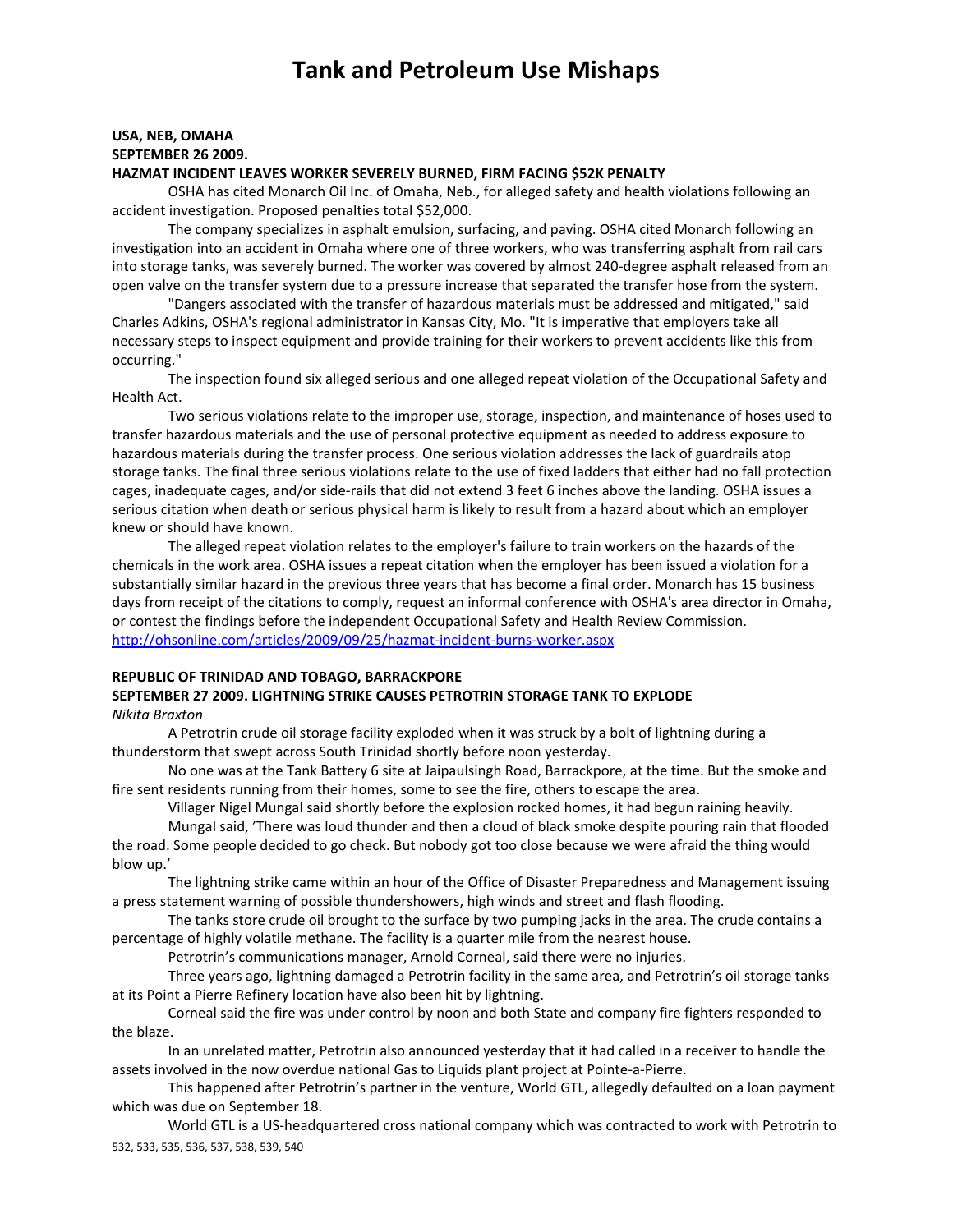# Tank and Petroleum Use Mishaps

**USA, NEB, OMAHA**
**SEPTEMBER 26 2009.**
**HAZMAT INCIDENT LEAVES WORKER SEVERELY BURNED, FIRM FACING $52K PENALTY**

OSHA has cited Monarch Oil Inc. of Omaha, Neb., for alleged safety and health violations following an accident investigation. Proposed penalties total $52,000.

The company specializes in asphalt emulsion, surfacing, and paving. OSHA cited Monarch following an investigation into an accident in Omaha where one of three workers, who was transferring asphalt from rail cars into storage tanks, was severely burned. The worker was covered by almost 240-degree asphalt released from an open valve on the transfer system due to a pressure increase that separated the transfer hose from the system.

"Dangers associated with the transfer of hazardous materials must be addressed and mitigated," said Charles Adkins, OSHA's regional administrator in Kansas City, Mo. "It is imperative that employers take all necessary steps to inspect equipment and provide training for their workers to prevent accidents like this from occurring."

The inspection found six alleged serious and one alleged repeat violation of the Occupational Safety and Health Act.

Two serious violations relate to the improper use, storage, inspection, and maintenance of hoses used to transfer hazardous materials and the use of personal protective equipment as needed to address exposure to hazardous materials during the transfer process. One serious violation addresses the lack of guardrails atop storage tanks. The final three serious violations relate to the use of fixed ladders that either had no fall protection cages, inadequate cages, and/or side-rails that did not extend 3 feet 6 inches above the landing. OSHA issues a serious citation when death or serious physical harm is likely to result from a hazard about which an employer knew or should have known.

The alleged repeat violation relates to the employer's failure to train workers on the hazards of the chemicals in the work area. OSHA issues a repeat citation when the employer has been issued a violation for a substantially similar hazard in the previous three years that has become a final order. Monarch has 15 business days from receipt of the citations to comply, request an informal conference with OSHA's area director in Omaha, or contest the findings before the independent Occupational Safety and Health Review Commission.
http://ohsonline.com/articles/2009/09/25/hazmat-incident-burns-worker.aspx

**REPUBLIC OF TRINIDAD AND TOBAGO, BARRACKPORE**
**SEPTEMBER 27 2009. LIGHTNING STRIKE CAUSES PETROTRIN STORAGE TANK TO EXPLODE**
*Nikita Braxton*

A Petrotrin crude oil storage facility exploded when it was struck by a bolt of lightning during a thunderstorm that swept across South Trinidad shortly before noon yesterday.

No one was at the Tank Battery 6 site at Jaipaulsingh Road, Barrackpore, at the time. But the smoke and fire sent residents running from their homes, some to see the fire, others to escape the area.

Villager Nigel Mungal said shortly before the explosion rocked homes, it had begun raining heavily.

Mungal said, 'There was loud thunder and then a cloud of black smoke despite pouring rain that flooded the road. Some people decided to go check. But nobody got too close because we were afraid the thing would blow up.'

The lightning strike came within an hour of the Office of Disaster Preparedness and Management issuing a press statement warning of possible thundershowers, high winds and street and flash flooding.

The tanks store crude oil brought to the surface by two pumping jacks in the area. The crude contains a percentage of highly volatile methane. The facility is a quarter mile from the nearest house.

Petrotrin's communications manager, Arnold Corneal, said there were no injuries.

Three years ago, lightning damaged a Petrotrin facility in the same area, and Petrotrin's oil storage tanks at its Point a Pierre Refinery location have also been hit by lightning.

Corneal said the fire was under control by noon and both State and company fire fighters responded to the blaze.

In an unrelated matter, Petrotrin also announced yesterday that it had called in a receiver to handle the assets involved in the now overdue national Gas to Liquids plant project at Pointe-a-Pierre.

This happened after Petrotrin's partner in the venture, World GTL, allegedly defaulted on a loan payment which was due on September 18.

World GTL is a US-headquartered cross national company which was contracted to work with Petrotrin to

532, 533, 535, 536, 537, 538, 539, 540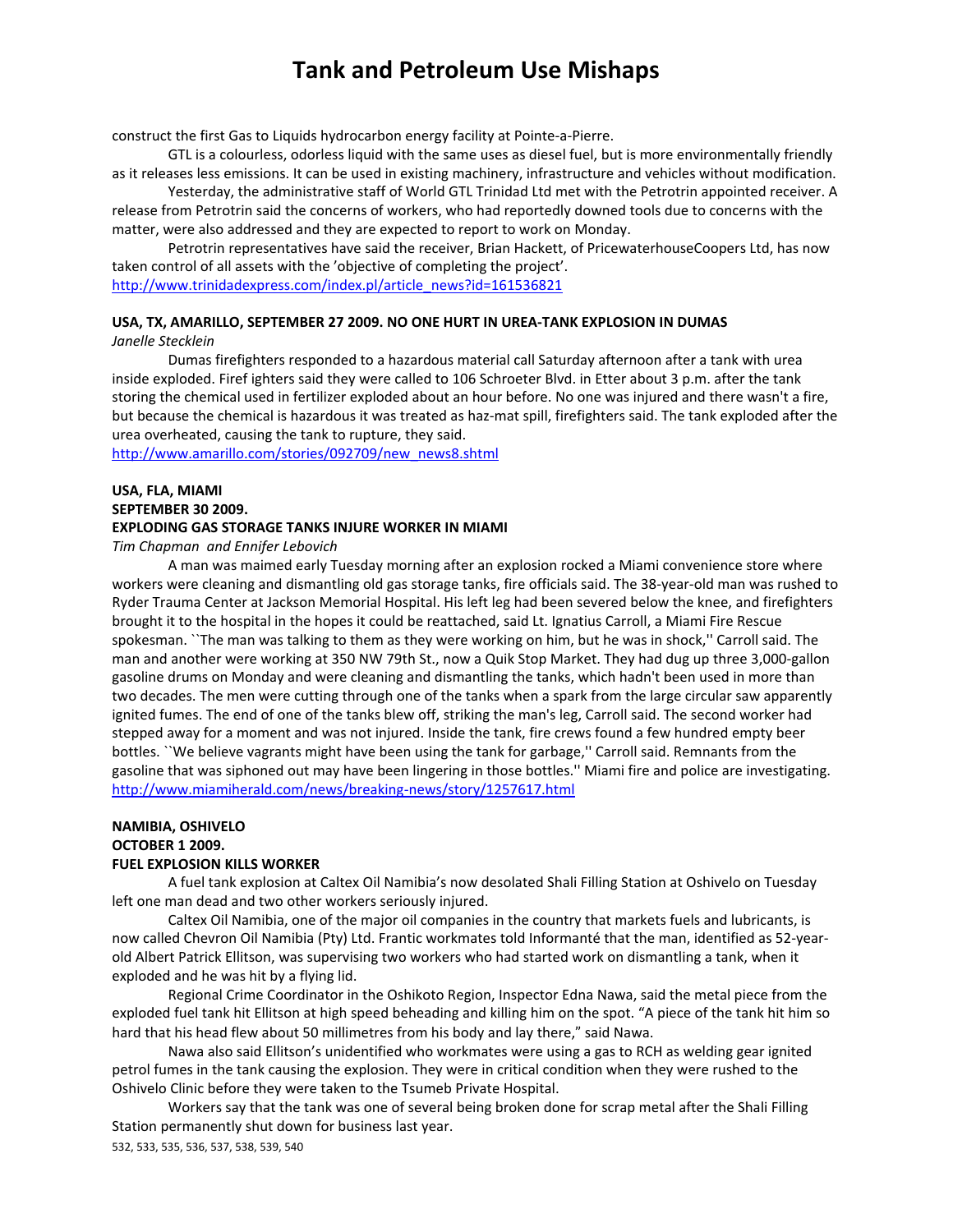construct the first Gas to Liquids hydrocarbon energy facility at Pointe-a-Pierre.

GTL is a colourless, odorless liquid with the same uses as diesel fuel, but is more environmentally friendly as it releases less emissions. It can be used in existing machinery, infrastructure and vehicles without modification.

Yesterday, the administrative staff of World GTL Trinidad Ltd met with the Petrotrin appointed receiver. A release from Petrotrin said the concerns of workers, who had reportedly downed tools due to concerns with the matter, were also addressed and they are expected to report to work on Monday.

Petrotrin representatives have said the receiver, Brian Hackett, of PricewaterhouseCoopers Ltd, has now taken control of all assets with the 'objective of completing the project'.
http://www.trinidadexpress.com/index.pl/article_news?id=161536821

**USA, TX, AMARILLO, SEPTEMBER 27 2009. NO ONE HURT IN UREA-TANK EXPLOSION IN DUMAS**

*Janelle Stecklein*

Dumas firefighters responded to a hazardous material call Saturday afternoon after a tank with urea inside exploded. Firef ighters said they were called to 106 Schroeter Blvd. in Etter about 3 p.m. after the tank storing the chemical used in fertilizer exploded about an hour before. No one was injured and there wasn't a fire, but because the chemical is hazardous it was treated as haz-mat spill, firefighters said. The tank exploded after the urea overheated, causing the tank to rupture, they said.
http://www.amarillo.com/stories/092709/new_news8.shtml

**USA, FLA, MIAMI**
**SEPTEMBER 30 2009.**
**EXPLODING GAS STORAGE TANKS INJURE WORKER IN MIAMI**

*Tim Chapman and Ennifer Lebovich*

A man was maimed early Tuesday morning after an explosion rocked a Miami convenience store where workers were cleaning and dismantling old gas storage tanks, fire officials said. The 38-year-old man was rushed to Ryder Trauma Center at Jackson Memorial Hospital. His left leg had been severed below the knee, and firefighters brought it to the hospital in the hopes it could be reattached, said Lt. Ignatius Carroll, a Miami Fire Rescue spokesman. ``The man was talking to them as they were working on him, but he was in shock,'' Carroll said. The man and another were working at 350 NW 79th St., now a Quik Stop Market. They had dug up three 3,000-gallon gasoline drums on Monday and were cleaning and dismantling the tanks, which hadn't been used in more than two decades. The men were cutting through one of the tanks when a spark from the large circular saw apparently ignited fumes. The end of one of the tanks blew off, striking the man's leg, Carroll said. The second worker had stepped away for a moment and was not injured. Inside the tank, fire crews found a few hundred empty beer bottles. ``We believe vagrants might have been using the tank for garbage,'' Carroll said. Remnants from the gasoline that was siphoned out may have been lingering in those bottles.'' Miami fire and police are investigating.
http://www.miamiherald.com/news/breaking-news/story/1257617.html

**NAMIBIA, OSHIVELO**
**OCTOBER 1 2009.**
**FUEL EXPLOSION KILLS WORKER**

A fuel tank explosion at Caltex Oil Namibia's now desolated Shali Filling Station at Oshivelo on Tuesday left one man dead and two other workers seriously injured.

Caltex Oil Namibia, one of the major oil companies in the country that markets fuels and lubricants, is now called Chevron Oil Namibia (Pty) Ltd. Frantic workmates told Informanté that the man, identified as 52-year-old Albert Patrick Ellitson, was supervising two workers who had started work on dismantling a tank, when it exploded and he was hit by a flying lid.

Regional Crime Coordinator in the Oshikoto Region, Inspector Edna Nawa, said the metal piece from the exploded fuel tank hit Ellitson at high speed beheading and killing him on the spot. "A piece of the tank hit him so hard that his head flew about 50 millimetres from his body and lay there," said Nawa.

Nawa also said Ellitson's unidentified who workmates were using a gas to RCH as welding gear ignited petrol fumes in the tank causing the explosion. They were in critical condition when they were rushed to the Oshivelo Clinic before they were taken to the Tsumeb Private Hospital.

Workers say that the tank was one of several being broken done for scrap metal after the Shali Filling Station permanently shut down for business last year.

532, 533, 535, 536, 537, 538, 539, 540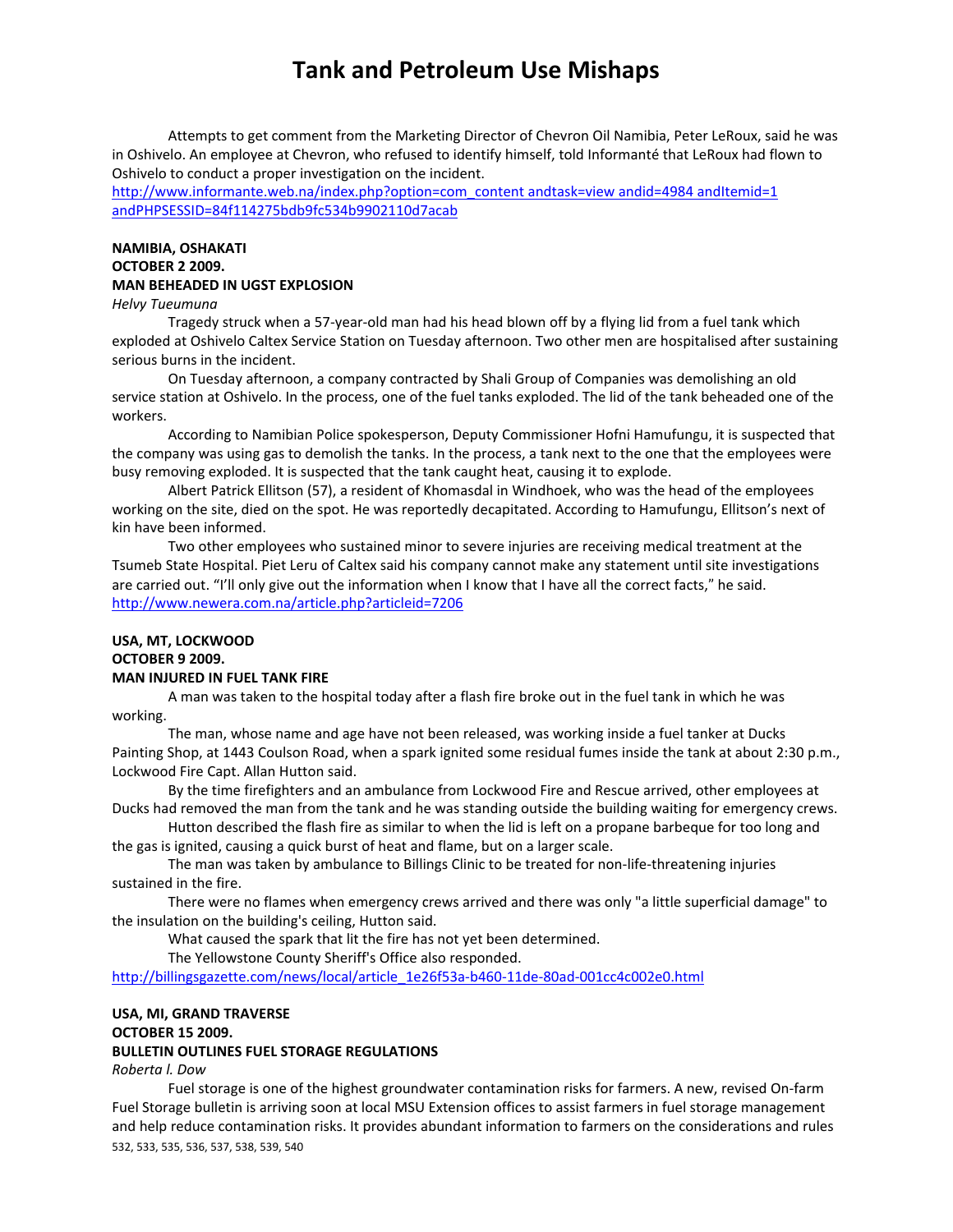Attempts to get comment from the Marketing Director of Chevron Oil Namibia, Peter LeRoux, said he was in Oshivelo. An employee at Chevron, who refused to identify himself, told Informanté that LeRoux had flown to Oshivelo to conduct a proper investigation on the incident.

http://www.informante.web.na/index.php?option=com_content andtask=view andid=4984 andItemid=1 andPHPSESSID=84f114275bdb9fc534b9902110d7acab

**NAMIBIA, OSHAKATI**
**OCTOBER 2 2009.**
**MAN BEHEADED IN UGST EXPLOSION**
*Helvy Tueumuna*

Tragedy struck when a 57-year-old man had his head blown off by a flying lid from a fuel tank which exploded at Oshivelo Caltex Service Station on Tuesday afternoon. Two other men are hospitalised after sustaining serious burns in the incident.

On Tuesday afternoon, a company contracted by Shali Group of Companies was demolishing an old service station at Oshivelo. In the process, one of the fuel tanks exploded. The lid of the tank beheaded one of the workers.

According to Namibian Police spokesperson, Deputy Commissioner Hofni Hamufungu, it is suspected that the company was using gas to demolish the tanks. In the process, a tank next to the one that the employees were busy removing exploded. It is suspected that the tank caught heat, causing it to explode.

Albert Patrick Ellitson (57), a resident of Khomasdal in Windhoek, who was the head of the employees working on the site, died on the spot. He was reportedly decapitated. According to Hamufungu, Ellitson's next of kin have been informed.

Two other employees who sustained minor to severe injuries are receiving medical treatment at the Tsumeb State Hospital. Piet Leru of Caltex said his company cannot make any statement until site investigations are carried out. "I'll only give out the information when I know that I have all the correct facts," he said.

http://www.newera.com.na/article.php?articleid=7206

**USA, MT, LOCKWOOD**
**OCTOBER 9 2009.**
**MAN INJURED IN FUEL TANK FIRE**

A man was taken to the hospital today after a flash fire broke out in the fuel tank in which he was working.

The man, whose name and age have not been released, was working inside a fuel tanker at Ducks Painting Shop, at 1443 Coulson Road, when a spark ignited some residual fumes inside the tank at about 2:30 p.m., Lockwood Fire Capt. Allan Hutton said.

By the time firefighters and an ambulance from Lockwood Fire and Rescue arrived, other employees at Ducks had removed the man from the tank and he was standing outside the building waiting for emergency crews.

Hutton described the flash fire as similar to when the lid is left on a propane barbeque for too long and the gas is ignited, causing a quick burst of heat and flame, but on a larger scale.

The man was taken by ambulance to Billings Clinic to be treated for non-life-threatening injuries sustained in the fire.

There were no flames when emergency crews arrived and there was only "a little superficial damage" to the insulation on the building's ceiling, Hutton said.

What caused the spark that lit the fire has not yet been determined.

The Yellowstone County Sheriff's Office also responded.

http://billingsgazette.com/news/local/article_1e26f53a-b460-11de-80ad-001cc4c002e0.html

**USA, MI, GRAND TRAVERSE**
**OCTOBER 15 2009.**
**BULLETIN OUTLINES FUEL STORAGE REGULATIONS**
*Roberta l. Dow*

Fuel storage is one of the highest groundwater contamination risks for farmers. A new, revised On-farm Fuel Storage bulletin is arriving soon at local MSU Extension offices to assist farmers in fuel storage management and help reduce contamination risks. It provides abundant information to farmers on the considerations and rules

532, 533, 535, 536, 537, 538, 539, 540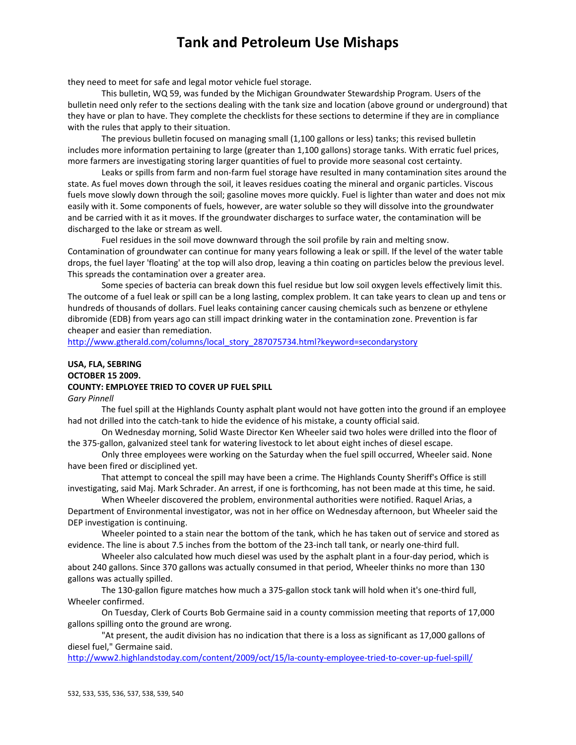they need to meet for safe and legal motor vehicle fuel storage.

This bulletin, WQ 59, was funded by the Michigan Groundwater Stewardship Program. Users of the bulletin need only refer to the sections dealing with the tank size and location (above ground or underground) that they have or plan to have. They complete the checklists for these sections to determine if they are in compliance with the rules that apply to their situation.

The previous bulletin focused on managing small (1,100 gallons or less) tanks; this revised bulletin includes more information pertaining to large (greater than 1,100 gallons) storage tanks. With erratic fuel prices, more farmers are investigating storing larger quantities of fuel to provide more seasonal cost certainty.

Leaks or spills from farm and non-farm fuel storage have resulted in many contamination sites around the state. As fuel moves down through the soil, it leaves residues coating the mineral and organic particles. Viscous fuels move slowly down through the soil; gasoline moves more quickly. Fuel is lighter than water and does not mix easily with it. Some components of fuels, however, are water soluble so they will dissolve into the groundwater and be carried with it as it moves. If the groundwater discharges to surface water, the contamination will be discharged to the lake or stream as well.

Fuel residues in the soil move downward through the soil profile by rain and melting snow. Contamination of groundwater can continue for many years following a leak or spill. If the level of the water table drops, the fuel layer 'floating' at the top will also drop, leaving a thin coating on particles below the previous level. This spreads the contamination over a greater area.

Some species of bacteria can break down this fuel residue but low soil oxygen levels effectively limit this. The outcome of a fuel leak or spill can be a long lasting, complex problem. It can take years to clean up and tens or hundreds of thousands of dollars. Fuel leaks containing cancer causing chemicals such as benzene or ethylene dibromide (EDB) from years ago can still impact drinking water in the contamination zone. Prevention is far cheaper and easier than remediation.

http://www.gtherald.com/columns/local_story_287075734.html?keyword=secondarystory

**USA, FLA, SEBRING**
**OCTOBER 15 2009.**
**COUNTY: EMPLOYEE TRIED TO COVER UP FUEL SPILL**

*Gary Pinnell*

The fuel spill at the Highlands County asphalt plant would not have gotten into the ground if an employee had not drilled into the catch-tank to hide the evidence of his mistake, a county official said.

On Wednesday morning, Solid Waste Director Ken Wheeler said two holes were drilled into the floor of the 375-gallon, galvanized steel tank for watering livestock to let about eight inches of diesel escape.

Only three employees were working on the Saturday when the fuel spill occurred, Wheeler said. None have been fired or disciplined yet.

That attempt to conceal the spill may have been a crime. The Highlands County Sheriff's Office is still investigating, said Maj. Mark Schrader. An arrest, if one is forthcoming, has not been made at this time, he said.

When Wheeler discovered the problem, environmental authorities were notified. Raquel Arias, a Department of Environmental investigator, was not in her office on Wednesday afternoon, but Wheeler said the DEP investigation is continuing.

Wheeler pointed to a stain near the bottom of the tank, which he has taken out of service and stored as evidence. The line is about 7.5 inches from the bottom of the 23-inch tall tank, or nearly one-third full.

Wheeler also calculated how much diesel was used by the asphalt plant in a four-day period, which is about 240 gallons. Since 370 gallons was actually consumed in that period, Wheeler thinks no more than 130 gallons was actually spilled.

The 130-gallon figure matches how much a 375-gallon stock tank will hold when it's one-third full, Wheeler confirmed.

On Tuesday, Clerk of Courts Bob Germaine said in a county commission meeting that reports of 17,000 gallons spilling onto the ground are wrong.

"At present, the audit division has no indication that there is a loss as significant as 17,000 gallons of diesel fuel," Germaine said.

http://www2.highlandstoday.com/content/2009/oct/15/la-county-employee-tried-to-cover-up-fuel-spill/

532, 533, 535, 536, 537, 538, 539, 540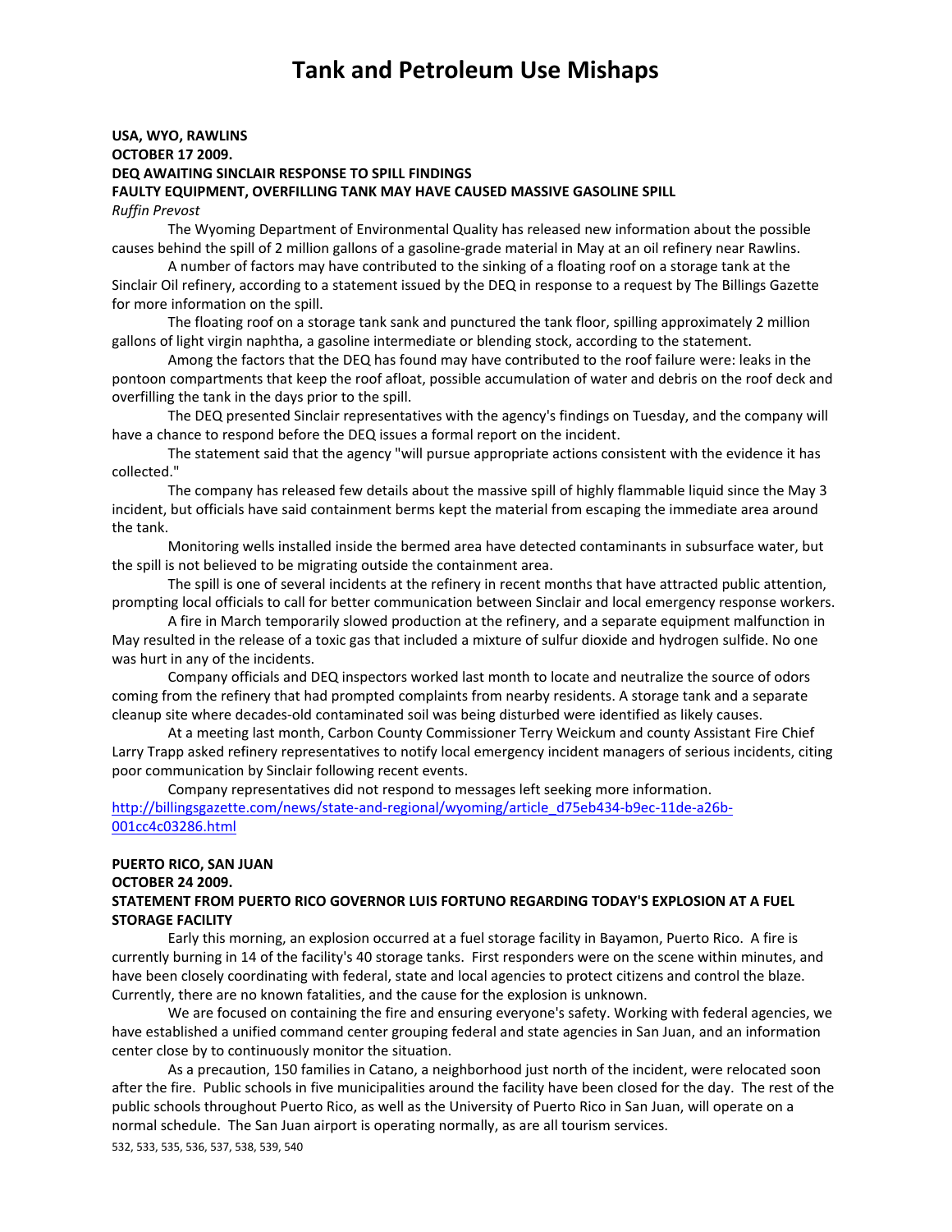# Tank and Petroleum Use Mishaps

**USA, WYO, RAWLINS**
**OCTOBER 17 2009.**
**DEQ AWAITING SINCLAIR RESPONSE TO SPILL FINDINGS**
**FAULTY EQUIPMENT, OVERFILLING TANK MAY HAVE CAUSED MASSIVE GASOLINE SPILL**
*Ruffin Prevost*

The Wyoming Department of Environmental Quality has released new information about the possible causes behind the spill of 2 million gallons of a gasoline-grade material in May at an oil refinery near Rawlins.

A number of factors may have contributed to the sinking of a floating roof on a storage tank at the Sinclair Oil refinery, according to a statement issued by the DEQ in response to a request by The Billings Gazette for more information on the spill.

The floating roof on a storage tank sank and punctured the tank floor, spilling approximately 2 million gallons of light virgin naphtha, a gasoline intermediate or blending stock, according to the statement.

Among the factors that the DEQ has found may have contributed to the roof failure were: leaks in the pontoon compartments that keep the roof afloat, possible accumulation of water and debris on the roof deck and overfilling the tank in the days prior to the spill.

The DEQ presented Sinclair representatives with the agency's findings on Tuesday, and the company will have a chance to respond before the DEQ issues a formal report on the incident.

The statement said that the agency "will pursue appropriate actions consistent with the evidence it has collected."

The company has released few details about the massive spill of highly flammable liquid since the May 3 incident, but officials have said containment berms kept the material from escaping the immediate area around the tank.

Monitoring wells installed inside the bermed area have detected contaminants in subsurface water, but the spill is not believed to be migrating outside the containment area.

The spill is one of several incidents at the refinery in recent months that have attracted public attention, prompting local officials to call for better communication between Sinclair and local emergency response workers.

A fire in March temporarily slowed production at the refinery, and a separate equipment malfunction in May resulted in the release of a toxic gas that included a mixture of sulfur dioxide and hydrogen sulfide. No one was hurt in any of the incidents.

Company officials and DEQ inspectors worked last month to locate and neutralize the source of odors coming from the refinery that had prompted complaints from nearby residents. A storage tank and a separate cleanup site where decades-old contaminated soil was being disturbed were identified as likely causes.

At a meeting last month, Carbon County Commissioner Terry Weickum and county Assistant Fire Chief Larry Trapp asked refinery representatives to notify local emergency incident managers of serious incidents, citing poor communication by Sinclair following recent events.

Company representatives did not respond to messages left seeking more information.
http://billingsgazette.com/news/state-and-regional/wyoming/article_d75eb434-b9ec-11de-a26b-001cc4c03286.html

**PUERTO RICO, SAN JUAN**
**OCTOBER 24 2009.**
**STATEMENT FROM PUERTO RICO GOVERNOR LUIS FORTUNO REGARDING TODAY'S EXPLOSION AT A FUEL STORAGE FACILITY**

Early this morning, an explosion occurred at a fuel storage facility in Bayamon, Puerto Rico. A fire is currently burning in 14 of the facility's 40 storage tanks. First responders were on the scene within minutes, and have been closely coordinating with federal, state and local agencies to protect citizens and control the blaze. Currently, there are no known fatalities, and the cause for the explosion is unknown.

We are focused on containing the fire and ensuring everyone's safety. Working with federal agencies, we have established a unified command center grouping federal and state agencies in San Juan, and an information center close by to continuously monitor the situation.

As a precaution, 150 families in Catano, a neighborhood just north of the incident, were relocated soon after the fire. Public schools in five municipalities around the facility have been closed for the day. The rest of the public schools throughout Puerto Rico, as well as the University of Puerto Rico in San Juan, will operate on a normal schedule. The San Juan airport is operating normally, as are all tourism services.

532, 533, 535, 536, 537, 538, 539, 540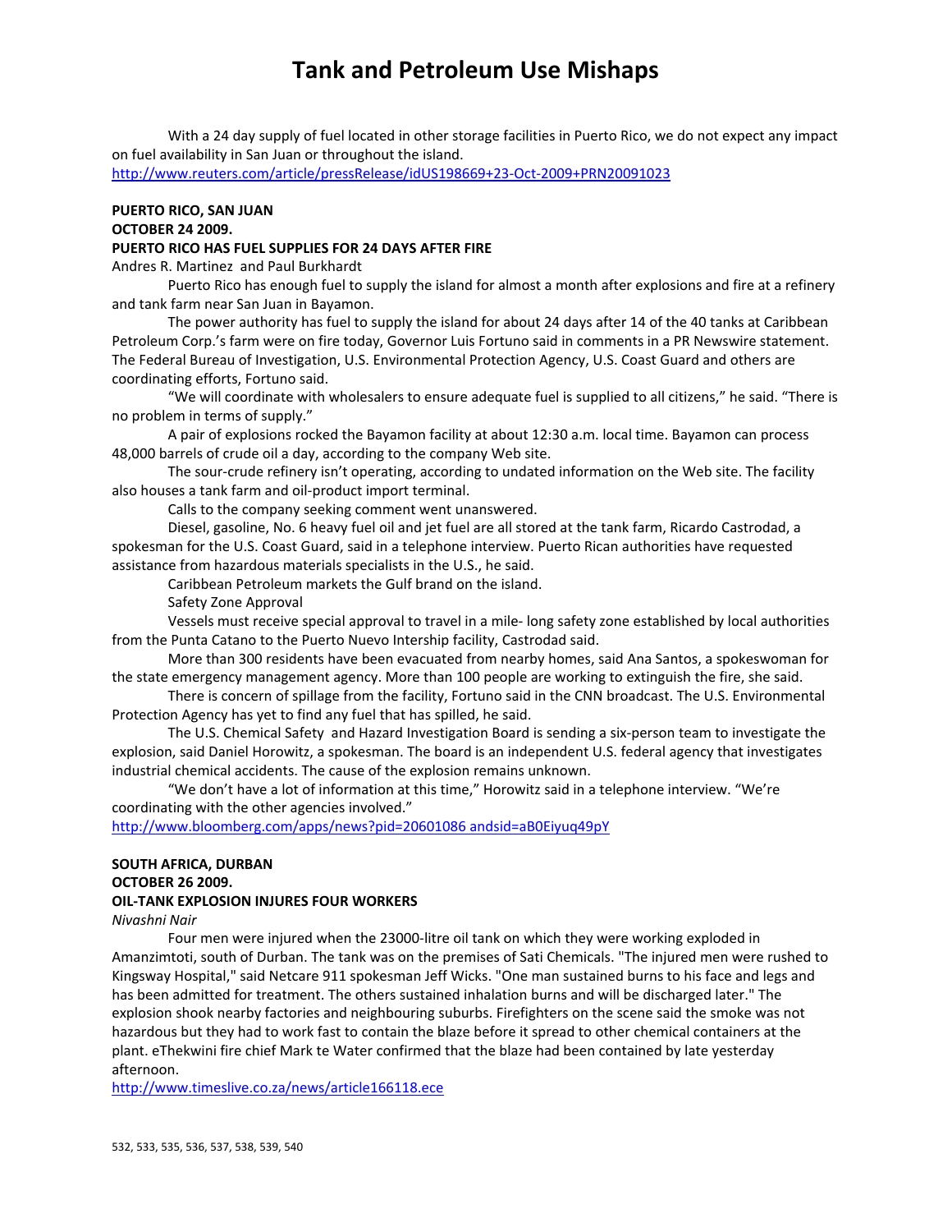With a 24 day supply of fuel located in other storage facilities in Puerto Rico, we do not expect any impact on fuel availability in San Juan or throughout the island.

http://www.reuters.com/article/pressRelease/idUS198669+23-Oct-2009+PRN20091023

**PUERTO RICO, SAN JUAN**
**OCTOBER 24 2009.**
**PUERTO RICO HAS FUEL SUPPLIES FOR 24 DAYS AFTER FIRE**

Andres R. Martinez and Paul Burkhardt

Puerto Rico has enough fuel to supply the island for almost a month after explosions and fire at a refinery and tank farm near San Juan in Bayamon.

The power authority has fuel to supply the island for about 24 days after 14 of the 40 tanks at Caribbean Petroleum Corp.'s farm were on fire today, Governor Luis Fortuno said in comments in a PR Newswire statement. The Federal Bureau of Investigation, U.S. Environmental Protection Agency, U.S. Coast Guard and others are coordinating efforts, Fortuno said.

"We will coordinate with wholesalers to ensure adequate fuel is supplied to all citizens," he said. "There is no problem in terms of supply."

A pair of explosions rocked the Bayamon facility at about 12:30 a.m. local time. Bayamon can process 48,000 barrels of crude oil a day, according to the company Web site.

The sour-crude refinery isn't operating, according to undated information on the Web site. The facility also houses a tank farm and oil-product import terminal.

Calls to the company seeking comment went unanswered.

Diesel, gasoline, No. 6 heavy fuel oil and jet fuel are all stored at the tank farm, Ricardo Castrodad, a spokesman for the U.S. Coast Guard, said in a telephone interview. Puerto Rican authorities have requested assistance from hazardous materials specialists in the U.S., he said.

Caribbean Petroleum markets the Gulf brand on the island.

Safety Zone Approval

Vessels must receive special approval to travel in a mile- long safety zone established by local authorities from the Punta Catano to the Puerto Nuevo Intership facility, Castrodad said.

More than 300 residents have been evacuated from nearby homes, said Ana Santos, a spokeswoman for the state emergency management agency. More than 100 people are working to extinguish the fire, she said.

There is concern of spillage from the facility, Fortuno said in the CNN broadcast. The U.S. Environmental Protection Agency has yet to find any fuel that has spilled, he said.

The U.S. Chemical Safety and Hazard Investigation Board is sending a six-person team to investigate the explosion, said Daniel Horowitz, a spokesman. The board is an independent U.S. federal agency that investigates industrial chemical accidents. The cause of the explosion remains unknown.

"We don't have a lot of information at this time," Horowitz said in a telephone interview. "We're coordinating with the other agencies involved."

http://www.bloomberg.com/apps/news?pid=20601086 andsid=aB0Eiyuq49pY

**SOUTH AFRICA, DURBAN**
**OCTOBER 26 2009.**
**OIL-TANK EXPLOSION INJURES FOUR WORKERS**

*Nivashni Nair*

Four men were injured when the 23000-litre oil tank on which they were working exploded in Amanzimtoti, south of Durban. The tank was on the premises of Sati Chemicals. "The injured men were rushed to Kingsway Hospital," said Netcare 911 spokesman Jeff Wicks. "One man sustained burns to his face and legs and has been admitted for treatment. The others sustained inhalation burns and will be discharged later." The explosion shook nearby factories and neighbouring suburbs. Firefighters on the scene said the smoke was not hazardous but they had to work fast to contain the blaze before it spread to other chemical containers at the plant. eThekwini fire chief Mark te Water confirmed that the blaze had been contained by late yesterday afternoon.

http://www.timeslive.co.za/news/article166118.ece

532, 533, 535, 536, 537, 538, 539, 540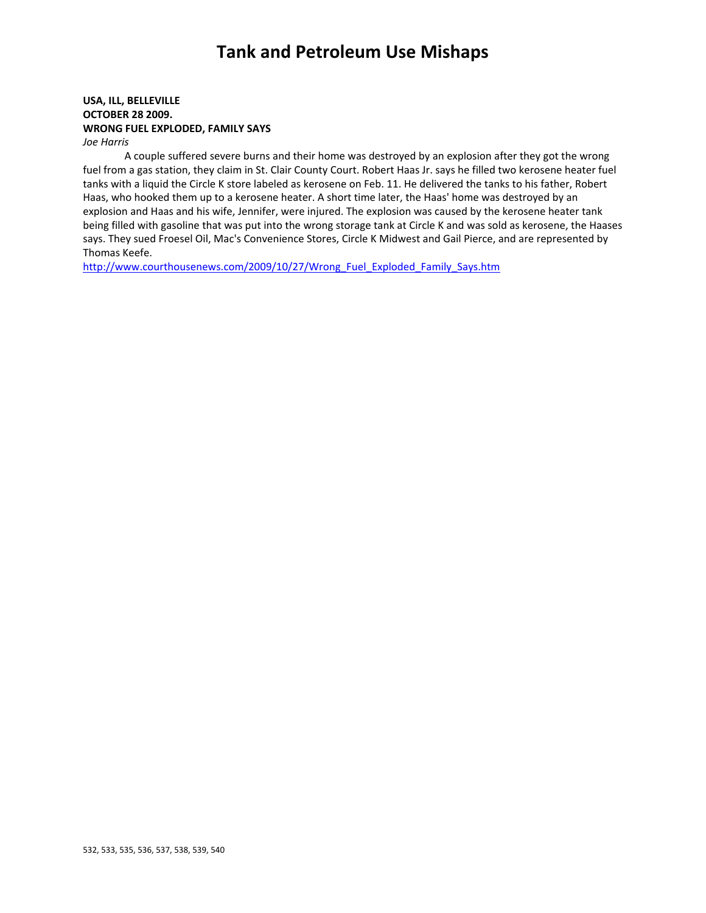# Tank and Petroleum Use Mishaps

**USA, ILL, BELLEVILLE**
**OCTOBER 28 2009.**
**WRONG FUEL EXPLODED, FAMILY SAYS**
*Joe Harris*

A couple suffered severe burns and their home was destroyed by an explosion after they got the wrong fuel from a gas station, they claim in St. Clair County Court. Robert Haas Jr. says he filled two kerosene heater fuel tanks with a liquid the Circle K store labeled as kerosene on Feb. 11. He delivered the tanks to his father, Robert Haas, who hooked them up to a kerosene heater. A short time later, the Haas' home was destroyed by an explosion and Haas and his wife, Jennifer, were injured. The explosion was caused by the kerosene heater tank being filled with gasoline that was put into the wrong storage tank at Circle K and was sold as kerosene, the Haases says. They sued Froesel Oil, Mac's Convenience Stores, Circle K Midwest and Gail Pierce, and are represented by Thomas Keefe.

http://www.courthousenews.com/2009/10/27/Wrong_Fuel_Exploded_Family_Says.htm

532, 533, 535, 536, 537, 538, 539, 540